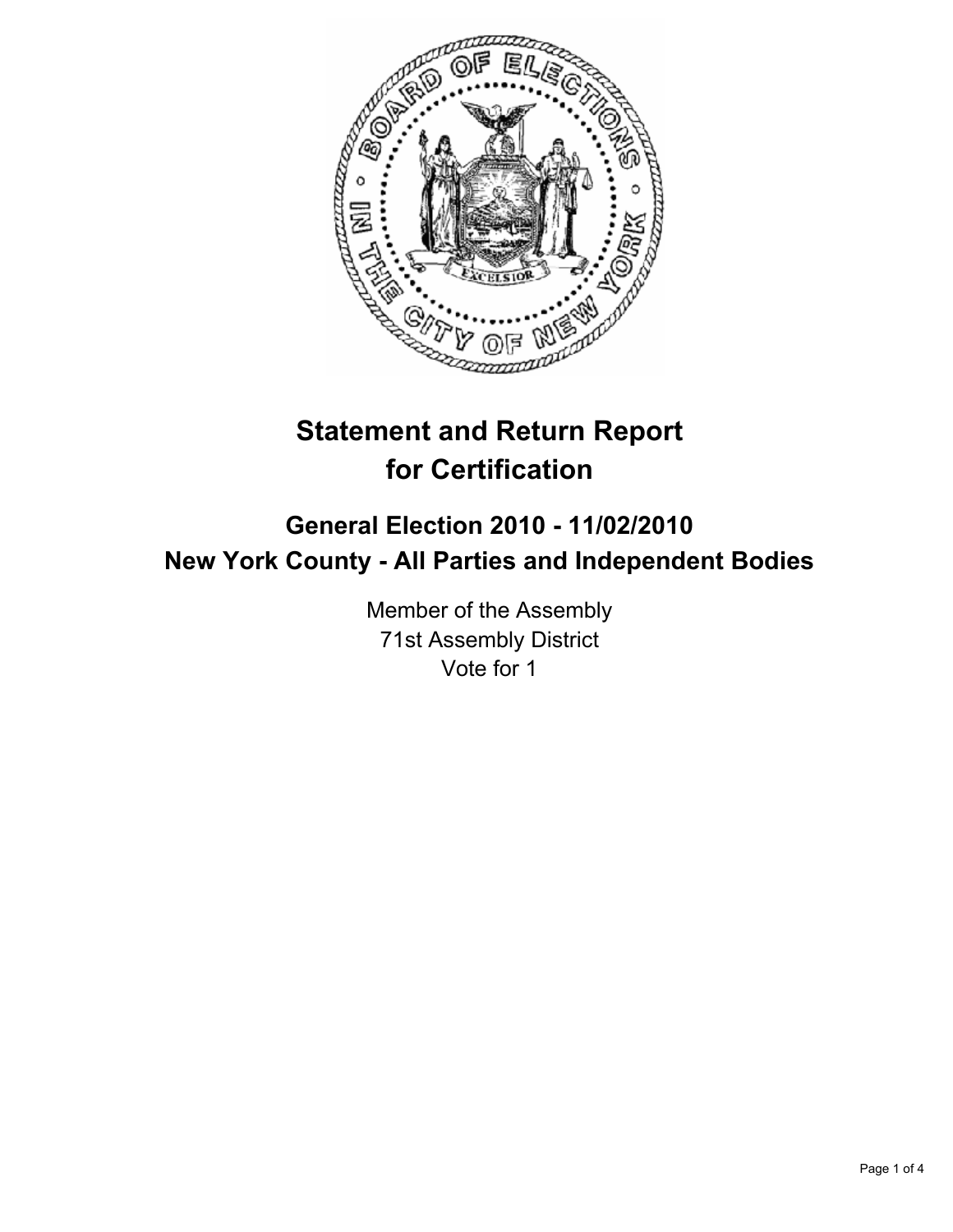# Statement and Return Report for Certification

## General Election 2010 - 11/02/2010

## New York County - All Parties and Independent Bodies

Member of the Assembly
71st Assembly District
Vote for 1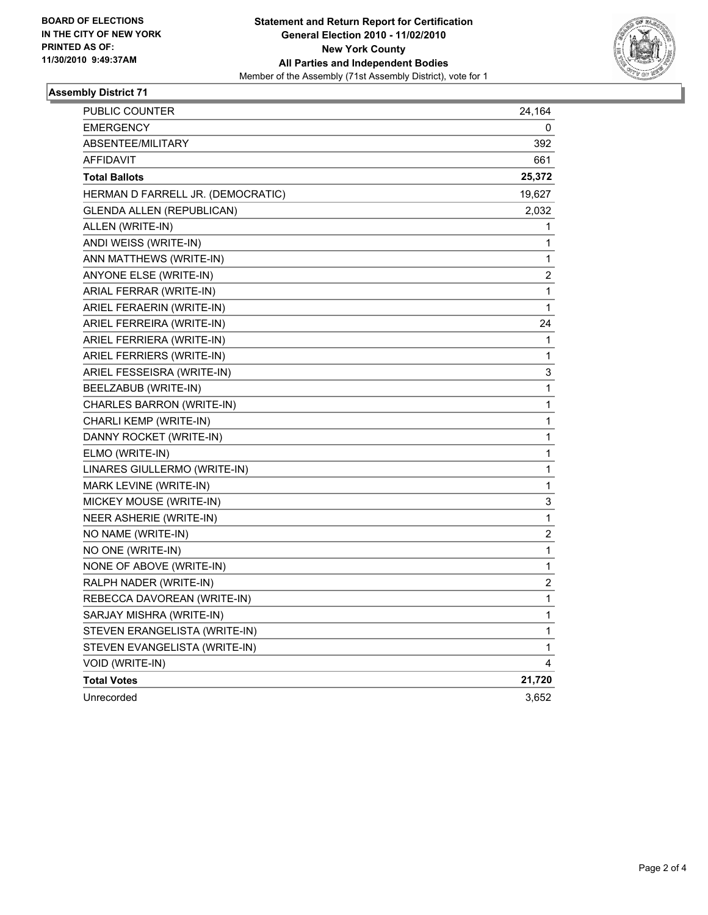**BOARD OF ELECTIONS**
**IN THE CITY OF NEW YORK**
**PRINTED AS OF:**
**11/30/2010 9:49:37AM**

**Statement and Return Report for Certification**
**General Election 2010 - 11/02/2010**
**New York County**
**All Parties and Independent Bodies**
Member of the Assembly (71st Assembly District), vote for 1

## Assembly District 71

| | |
|---|---|
| PUBLIC COUNTER | 24,164 |
| EMERGENCY | 0 |
| ABSENTEE/MILITARY | 392 |
| AFFIDAVIT | 661 |
| **Total Ballots** | **25,372** |
| HERMAN D FARRELL JR. (DEMOCRATIC) | 19,627 |
| GLENDA ALLEN (REPUBLICAN) | 2,032 |
| ALLEN (WRITE-IN) | 1 |
| ANDI WEISS (WRITE-IN) | 1 |
| ANN MATTHEWS (WRITE-IN) | 1 |
| ANYONE ELSE (WRITE-IN) | 2 |
| ARIAL FERRAR (WRITE-IN) | 1 |
| ARIEL FERAERIN (WRITE-IN) | 1 |
| ARIEL FERREIRA (WRITE-IN) | 24 |
| ARIEL FERRIERA (WRITE-IN) | 1 |
| ARIEL FERRIERS (WRITE-IN) | 1 |
| ARIEL FESSEISRA (WRITE-IN) | 3 |
| BEELZABUB (WRITE-IN) | 1 |
| CHARLES BARRON (WRITE-IN) | 1 |
| CHARLI KEMP (WRITE-IN) | 1 |
| DANNY ROCKET (WRITE-IN) | 1 |
| ELMO (WRITE-IN) | 1 |
| LINARES GIULLERMO (WRITE-IN) | 1 |
| MARK LEVINE (WRITE-IN) | 1 |
| MICKEY MOUSE (WRITE-IN) | 3 |
| NEER ASHERIE (WRITE-IN) | 1 |
| NO NAME (WRITE-IN) | 2 |
| NO ONE (WRITE-IN) | 1 |
| NONE OF ABOVE (WRITE-IN) | 1 |
| RALPH NADER (WRITE-IN) | 2 |
| REBECCA DAVOREAN (WRITE-IN) | 1 |
| SARJAY MISHRA (WRITE-IN) | 1 |
| STEVEN ERANGELISTA (WRITE-IN) | 1 |
| STEVEN EVANGELISTA (WRITE-IN) | 1 |
| VOID (WRITE-IN) | 4 |
| **Total Votes** | **21,720** |
| Unrecorded | 3,652 |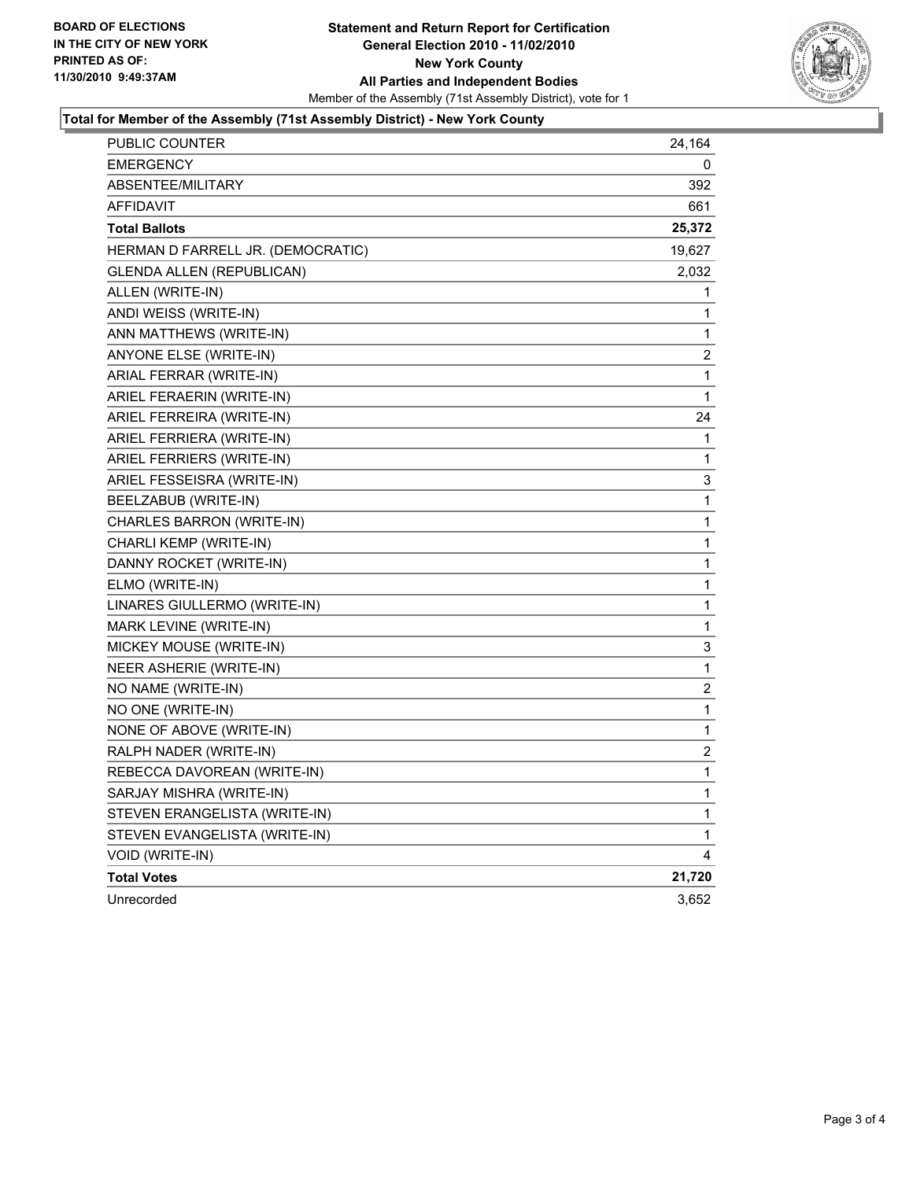**BOARD OF ELECTIONS**
**IN THE CITY OF NEW YORK**
**PRINTED AS OF:**
**11/30/2010 9:49:37AM**

**Statement and Return Report for Certification**
**General Election 2010 - 11/02/2010**
**New York County**
**All Parties and Independent Bodies**
Member of the Assembly (71st Assembly District), vote for 1

**Total for Member of the Assembly (71st Assembly District) - New York County**

| | |
|---|---|
| PUBLIC COUNTER | 24,164 |
| EMERGENCY | 0 |
| ABSENTEE/MILITARY | 392 |
| AFFIDAVIT | 661 |
| **Total Ballots** | **25,372** |
| HERMAN D FARRELL JR. (DEMOCRATIC) | 19,627 |
| GLENDA ALLEN (REPUBLICAN) | 2,032 |
| ALLEN (WRITE-IN) | 1 |
| ANDI WEISS (WRITE-IN) | 1 |
| ANN MATTHEWS (WRITE-IN) | 1 |
| ANYONE ELSE (WRITE-IN) | 2 |
| ARIAL FERRAR (WRITE-IN) | 1 |
| ARIEL FERAERIN (WRITE-IN) | 1 |
| ARIEL FERREIRA (WRITE-IN) | 24 |
| ARIEL FERRIERA (WRITE-IN) | 1 |
| ARIEL FERRIERS (WRITE-IN) | 1 |
| ARIEL FESSEISRA (WRITE-IN) | 3 |
| BEELZABUB (WRITE-IN) | 1 |
| CHARLES BARRON (WRITE-IN) | 1 |
| CHARLI KEMP (WRITE-IN) | 1 |
| DANNY ROCKET (WRITE-IN) | 1 |
| ELMO (WRITE-IN) | 1 |
| LINARES GIULLERMO (WRITE-IN) | 1 |
| MARK LEVINE (WRITE-IN) | 1 |
| MICKEY MOUSE (WRITE-IN) | 3 |
| NEER ASHERIE (WRITE-IN) | 1 |
| NO NAME (WRITE-IN) | 2 |
| NO ONE (WRITE-IN) | 1 |
| NONE OF ABOVE (WRITE-IN) | 1 |
| RALPH NADER (WRITE-IN) | 2 |
| REBECCA DAVOREAN (WRITE-IN) | 1 |
| SARJAY MISHRA (WRITE-IN) | 1 |
| STEVEN ERANGELISTA (WRITE-IN) | 1 |
| STEVEN EVANGELISTA (WRITE-IN) | 1 |
| VOID (WRITE-IN) | 4 |
| **Total Votes** | **21,720** |
| Unrecorded | 3,652 |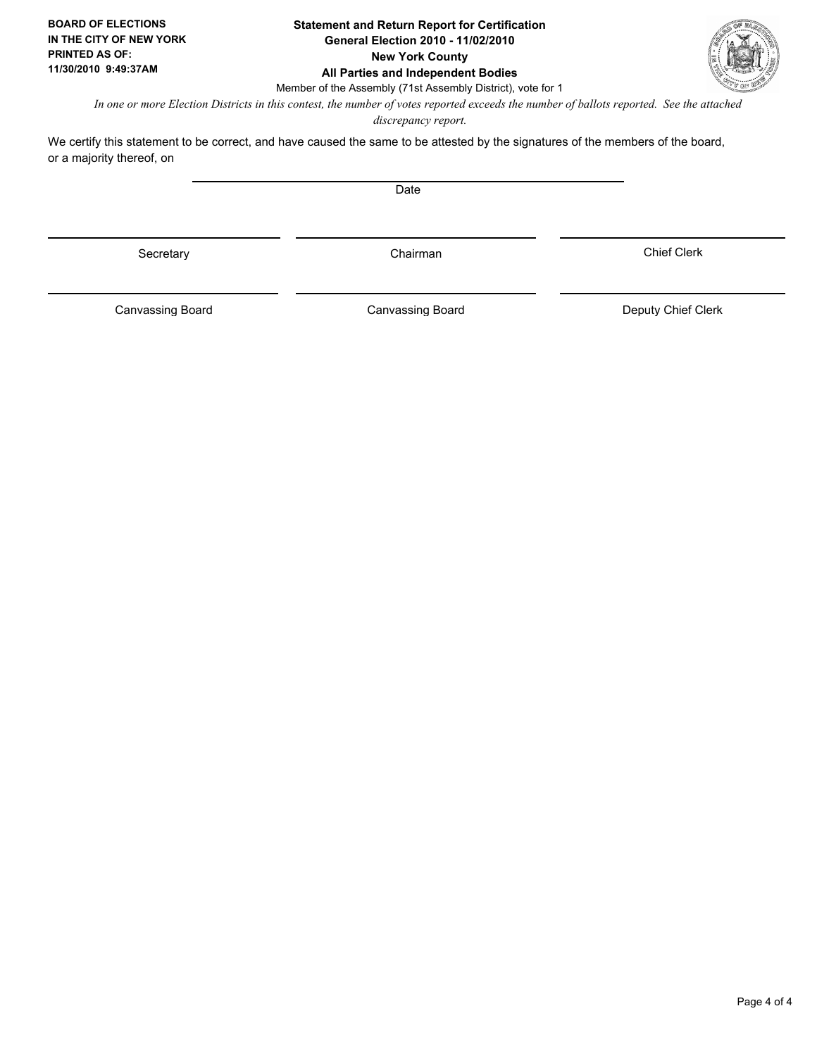**BOARD OF ELECTIONS**
**IN THE CITY OF NEW YORK**
**PRINTED AS OF:**
**11/30/2010 9:49:37AM**

**Statement and Return Report for Certification**
**General Election 2010 - 11/02/2010**
**New York County**
**All Parties and Independent Bodies**

Member of the Assembly (71st Assembly District), vote for 1

*In one or more Election Districts in this contest, the number of votes reported exceeds the number of ballots reported. See the attached discrepancy report.*

We certify this statement to be correct, and have caused the same to be attested by the signatures of the members of the board, or a majority thereof, on

\_\_\_\_\_\_\_\_\_\_\_\_\_\_\_\_\_\_\_\_\_\_\_\_\_\_\_\_\_\_\_\_\_\_\_\_\_\_\_\_

Date

| | | |
|---|---|---|
| Secretary | Chairman | Chief Clerk |
| Canvassing Board | Canvassing Board | Deputy Chief Clerk |